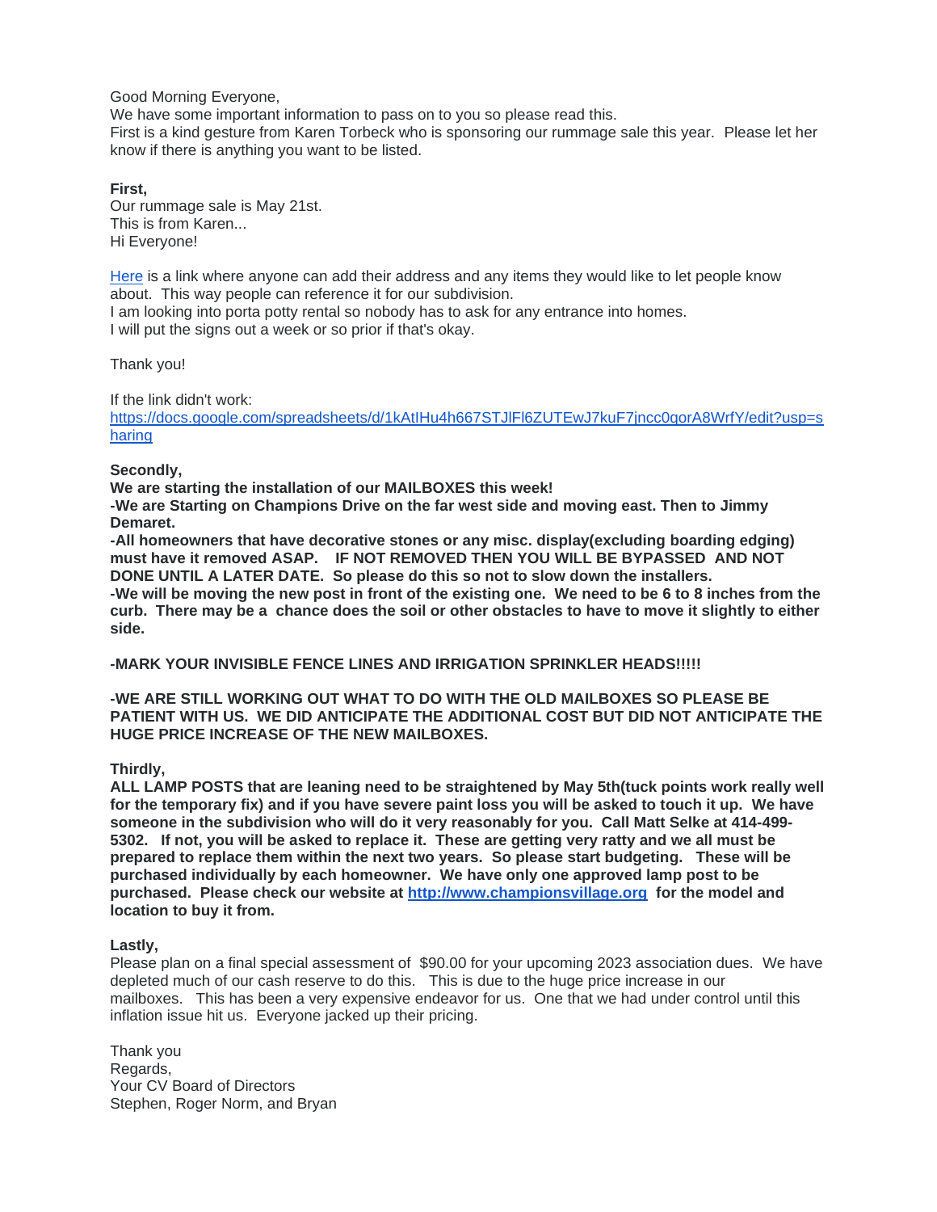Good Morning Everyone,
We have some important information to pass on to you so please read this.
First is a kind gesture from Karen Torbeck who is sponsoring our rummage sale this year. Please let her know if there is anything you want to be listed.

**First,**
Our rummage sale is May 21st.
This is from Karen...
Hi Everyone!

[Here](https://docs.google.com/spreadsheets/d/1kAtIHu4h667STJlFl6ZUTEwJ7kuF7jncc0qorA8WrfY/edit?usp=sharing) is a link where anyone can add their address and any items they would like to let people know about. This way people can reference it for our subdivision.
I am looking into porta potty rental so nobody has to ask for any entrance into homes.
I will put the signs out a week or so prior if that's okay.

Thank you!

If the link didn't work:
https://docs.google.com/spreadsheets/d/1kAtIHu4h667STJlFl6ZUTEwJ7kuF7jncc0qorA8WrfY/edit?usp=sharing

**Secondly,**
**We are starting the installation of our MAILBOXES this week!**
**-We are Starting on Champions Drive on the far west side and moving east. Then to Jimmy Demaret.**
**-All homeowners that have decorative stones or any misc. display(excluding boarding edging) must have it removed ASAP. IF NOT REMOVED THEN YOU WILL BE BYPASSED AND NOT DONE UNTIL A LATER DATE. So please do this so not to slow down the installers.**
**-We will be moving the new post in front of the existing one. We need to be 6 to 8 inches from the curb. There may be a chance does the soil or other obstacles to have to move it slightly to either side.**

**-MARK YOUR INVISIBLE FENCE LINES AND IRRIGATION SPRINKLER HEADS!!!!!**

**-WE ARE STILL WORKING OUT WHAT TO DO WITH THE OLD MAILBOXES SO PLEASE BE PATIENT WITH US. WE DID ANTICIPATE THE ADDITIONAL COST BUT DID NOT ANTICIPATE THE HUGE PRICE INCREASE OF THE NEW MAILBOXES.**

**Thirdly,**
**ALL LAMP POSTS that are leaning need to be straightened by May 5th(tuck points work really well for the temporary fix) and if you have severe paint loss you will be asked to touch it up. We have someone in the subdivision who will do it very reasonably for you. Call Matt Selke at 414-499-5302. If not, you will be asked to replace it. These are getting very ratty and we all must be prepared to replace them within the next two years. So please start budgeting. These will be purchased individually by each homeowner. We have only one approved lamp post to be purchased. Please check our website at [http://www.championsvillage.org](http://www.championsvillage.org) for the model and location to buy it from.**

**Lastly,**
Please plan on a final special assessment of $90.00 for your upcoming 2023 association dues. We have depleted much of our cash reserve to do this. This is due to the huge price increase in our mailboxes. This has been a very expensive endeavor for us. One that we had under control until this inflation issue hit us. Everyone jacked up their pricing.

Thank you
Regards,
Your CV Board of Directors
Stephen, Roger Norm, and Bryan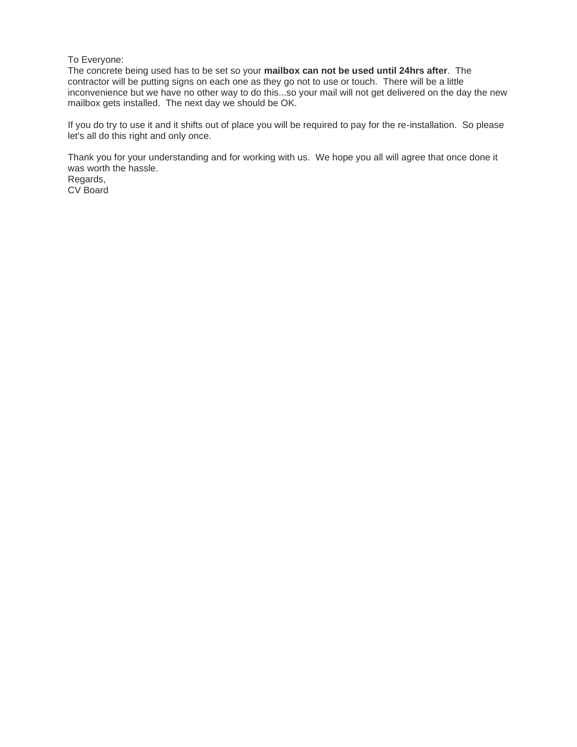To Everyone:
The concrete being used has to be set so your **mailbox can not be used until 24hrs after**. The contractor will be putting signs on each one as they go not to use or touch. There will be a little inconvenience but we have no other way to do this...so your mail will not get delivered on the day the new mailbox gets installed. The next day we should be OK.

If you do try to use it and it shifts out of place you will be required to pay for the re-installation. So please let's all do this right and only once.

Thank you for your understanding and for working with us. We hope you all will agree that once done it was worth the hassle.
Regards,
CV Board